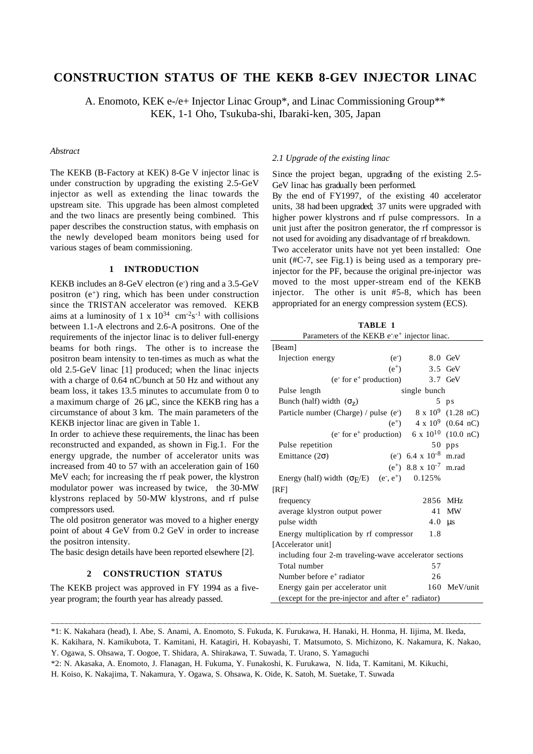# CONSTRUCTION STATUS OF THE KEKB 8-GEV INJECTOR LINAC

A. Enomoto, KEK e-/e+ Injector Linac Group*, and Linac Commissioning Group**
KEK, 1-1 Oho, Tsukuba-shi, Ibaraki-ken, 305, Japan

*Abstract*

The KEKB (B-Factory at KEK) 8-Ge V injector linac is under construction by upgrading the existing 2.5-GeV injector as well as extending the linac towards the upstream site. This upgrade has been almost completed and the two linacs are presently being combined. This paper describes the construction status, with emphasis on the newly developed beam monitors being used for various stages of beam commissioning.

## 1 INTRODUCTION

KEKB includes an 8-GeV electron ($e^-$) ring and a 3.5-GeV positron ($e^+$) ring, which has been under construction since the TRISTAN accelerator was removed. KEKB aims at a luminosity of $1 \times 10^{34}$ $cm^{-2}s^{-1}$ with collisions between 1.1-A electrons and 2.6-A positrons. One of the requirements of the injector linac is to deliver full-energy beams for both rings. The other is to increase the positron beam intensity to ten-times as much as what the old 2.5-GeV linac [1] produced; when the linac injects with a charge of 0.64 nC/bunch at 50 Hz and without any beam loss, it takes 13.5 minutes to accumulate from 0 to a maximum charge of 26 μC, since the KEKB ring has a circumstance of about 3 km. The main parameters of the KEKB injector linac are given in Table 1.

In order to achieve these requirements, the linac has been reconstructed and expanded, as shown in Fig.1. For the energy upgrade, the number of accelerator units was increased from 40 to 57 with an acceleration gain of 160 MeV each; for increasing the rf peak power, the klystron modulator power was increased by twice, the 30-MW klystrons replaced by 50-MW klystrons, and rf pulse compressors used.

The old positron generator was moved to a higher energy point of about 4 GeV from 0.2 GeV in order to increase the positron intensity.

The basic design details have been reported elsewhere [2].

## 2 CONSTRUCTION STATUS

The KEKB project was approved in FY 1994 as a five-year program; the fourth year has already passed.

### *2.1 Upgrade of the existing linac*

Since the project began, upgrading of the existing 2.5-GeV linac has gradually been performed.

By the end of FY1997, of the existing 40 accelerator units, 38 had been upgraded; 37 units were upgraded with higher power klystrons and rf pulse compressors. In a unit just after the positron generator, the rf compressor is not used for avoiding any disadvantage of rf breakdown.

Two accelerator units have not yet been installed: One unit (#C-7, see Fig.1) is being used as a temporary pre-injector for the PF, because the original pre-injector was moved to the most upper-stream end of the KEKB injector. The other is unit #5-8, which has been appropriated for an energy compression system (ECS).

**TABLE 1**
Parameters of the KEKB $e^-/e^+$ injector linac.

| | | | |
|---|---|---|---|
| [Beam] | | | |
| Injection energy | ($e^-$) | 8.0 | GeV |
| | ($e^+$) | 3.5 | GeV |
| | ($e^-$ for $e^+$ production) | 3.7 | GeV |
| Pulse length | | single bunch | |
| Bunch (half) width ($\sigma_Z$) | | 5 | ps |
| Particle number (Charge) / pulse | ($e^-$) | $8 \times 10^9$ | (1.28 nC) |
| | ($e^+$) | $4 \times 10^9$ | (0.64 nC) |
| | ($e^-$ for $e^+$ production) | $6 \times 10^{10}$ | (10.0 nC) |
| Pulse repetition | | 50 | pps |
| Emittance ($2\sigma$) | ($e^-$) | $6.4 \times 10^{-8}$ | m.rad |
| | ($e^+$) | $8.8 \times 10^{-7}$ | m.rad |
| Energy (half) width ($\sigma_E/E$) | ($e^-$, $e^+$) | 0.125% | |
| [RF] | | | |
| frequency | | 2856 | MHz |
| average klystron output power | | 41 | MW |
| pulse width | | 4.0 | μs |
| Energy multiplication by rf compressor | | 1.8 | |
| [Accelerator unit] | | | |
| including four 2-m traveling-wave accelerator sections | | | |
| Total number | | 57 | |
| Number before $e^+$ radiator | | 26 | |
| Energy gain per accelerator unit | | 160 | MeV/unit |
| (except for the pre-injector and after $e^+$ radiator) | | | |

*1: K. Nakahara (head), I. Abe, S. Anami, A. Enomoto, S. Fukuda, K. Furukawa, H. Hanaki, H. Honma, H. Iijima, M. Ikeda, K. Kakihara, N. Kamikubota, T. Kamitani, H. Katagiri, H. Kobayashi, T. Matsumoto, S. Michizono, K. Nakamura, K. Nakao, Y. Ogawa, S. Ohsawa, T. Oogoe, T. Shidara, A. Shirakawa, T. Suwada, T. Urano, S. Yamaguchi

*2: N. Akasaka, A. Enomoto, J. Flanagan, H. Fukuma, Y. Funakoshi, K. Furukawa, N. Iida, T. Kamitani, M. Kikuchi, H. Koiso, K. Nakajima, T. Nakamura, Y. Ogawa, S. Ohsawa, K. Oide, K. Satoh, M. Suetake, T. Suwada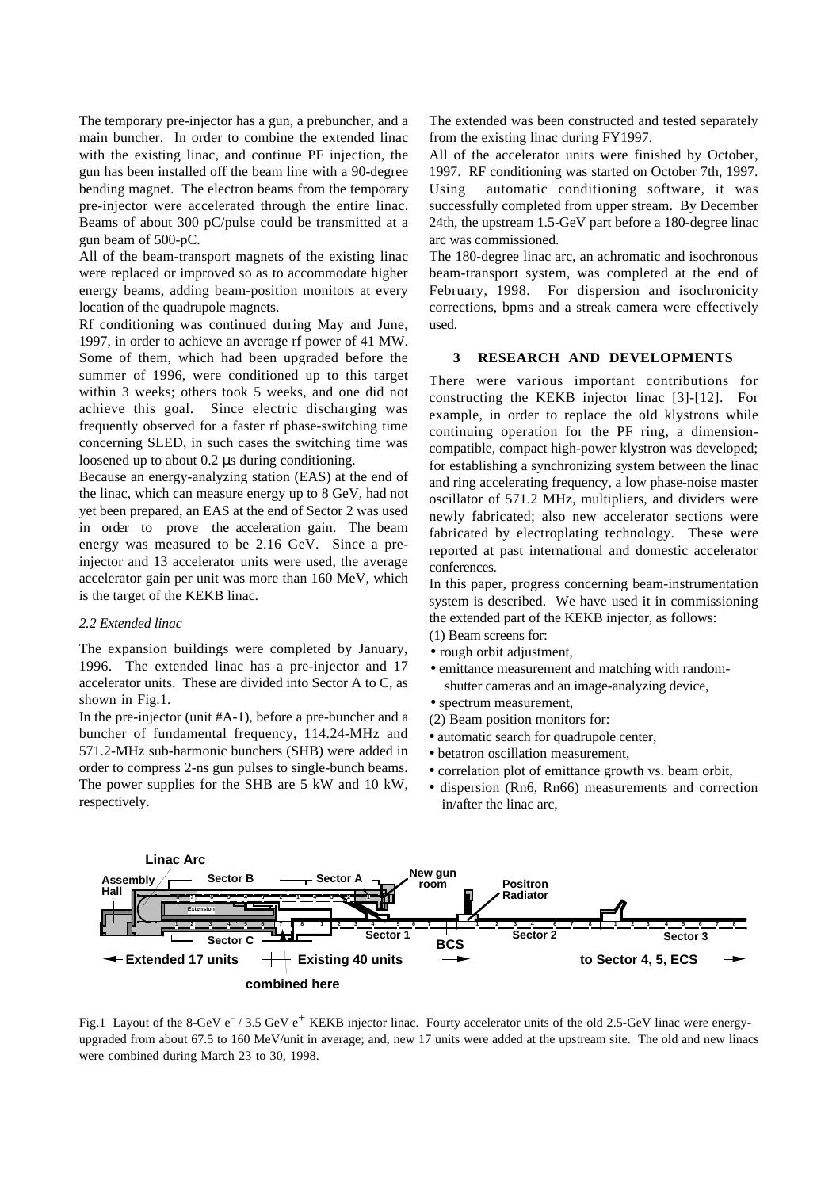The temporary pre-injector has a gun, a prebuncher, and a main buncher. In order to combine the extended linac with the existing linac, and continue PF injection, the gun has been installed off the beam line with a 90-degree bending magnet. The electron beams from the temporary pre-injector were accelerated through the entire linac. Beams of about 300 pC/pulse could be transmitted at a gun beam of 500-pC.

All of the beam-transport magnets of the existing linac were replaced or improved so as to accommodate higher energy beams, adding beam-position monitors at every location of the quadrupole magnets.

Rf conditioning was continued during May and June, 1997, in order to achieve an average rf power of 41 MW. Some of them, which had been upgraded before the summer of 1996, were conditioned up to this target within 3 weeks; others took 5 weeks, and one did not achieve this goal. Since electric discharging was frequently observed for a faster rf phase-switching time concerning SLED, in such cases the switching time was loosened up to about 0.2 μs during conditioning.

Because an energy-analyzing station (EAS) at the end of the linac, which can measure energy up to 8 GeV, had not yet been prepared, an EAS at the end of Sector 2 was used in order to prove the acceleration gain. The beam energy was measured to be 2.16 GeV. Since a pre-injector and 13 accelerator units were used, the average accelerator gain per unit was more than 160 MeV, which is the target of the KEKB linac.

### *2.2 Extended linac*

The expansion buildings were completed by January, 1996. The extended linac has a pre-injector and 17 accelerator units. These are divided into Sector A to C, as shown in Fig.1.

In the pre-injector (unit #A-1), before a pre-buncher and a buncher of fundamental frequency, 114.24-MHz and 571.2-MHz sub-harmonic bunchers (SHB) were added in order to compress 2-ns gun pulses to single-bunch beams. The power supplies for the SHB are 5 kW and 10 kW, respectively.

The extended was been constructed and tested separately from the existing linac during FY1997.

All of the accelerator units were finished by October, 1997. RF conditioning was started on October 7th, 1997. Using automatic conditioning software, it was successfully completed from upper stream. By December 24th, the upstream 1.5-GeV part before a 180-degree linac arc was commissioned.

The 180-degree linac arc, an achromatic and isochronous beam-transport system, was completed at the end of February, 1998. For dispersion and isochronicity corrections, bpms and a streak camera were effectively used.

## 3 RESEARCH AND DEVELOPMENTS

There were various important contributions for constructing the KEKB injector linac [3]-[12]. For example, in order to replace the old klystrons while continuing operation for the PF ring, a dimension-compatible, compact high-power klystron was developed; for establishing a synchronizing system between the linac and ring accelerating frequency, a low phase-noise master oscillator of 571.2 MHz, multipliers, and dividers were newly fabricated; also new accelerator sections were fabricated by electroplating technology. These were reported at past international and domestic accelerator conferences.

In this paper, progress concerning beam-instrumentation system is described. We have used it in commissioning the extended part of the KEKB injector, as follows:

(1) Beam screens for:

- rough orbit adjustment,
- emittance measurement and matching with random-shutter cameras and an image-analyzing device,
- spectrum measurement,

(2) Beam position monitors for:

- automatic search for quadrupole center,
- betatron oscillation measurement,
- correlation plot of emittance growth vs. beam orbit,
- dispersion (Rn6, Rn66) measurements and correction in/after the linac arc,

Fig.1 Layout of the 8-GeV $e^-$ / 3.5 GeV $e^+$ KEKB injector linac. Fourty accelerator units of the old 2.5-GeV linac were energy-upgraded from about 67.5 to 160 MeV/unit in average; and, new 17 units were added at the upstream site. The old and new linacs were combined during March 23 to 30, 1998.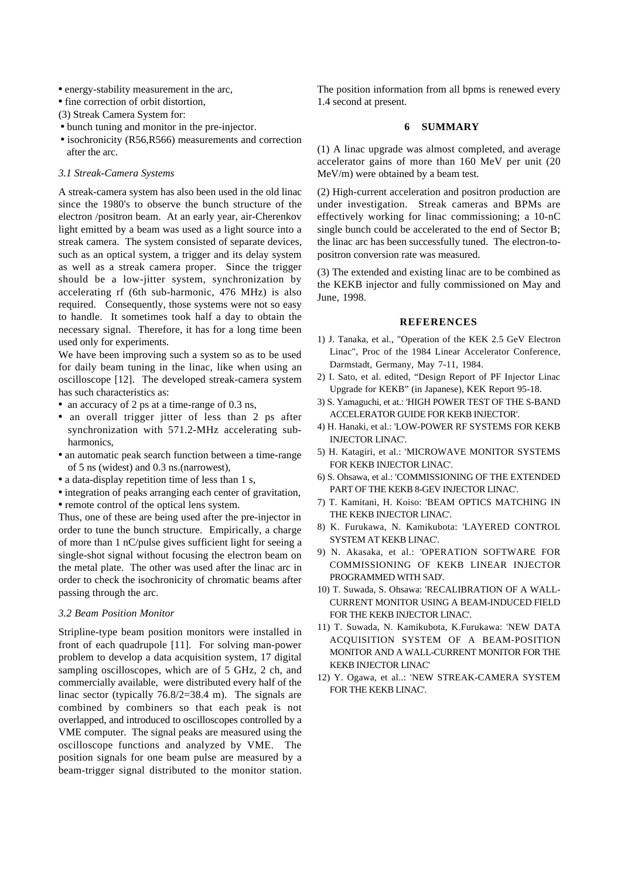- energy-stability measurement in the arc,
- fine correction of orbit distortion,

(3) Streak Camera System for:

- bunch tuning and monitor in the pre-injector.
- isochronicity (R56,R566) measurements and correction after the arc.

### *3.1 Streak-Camera Systems*

A streak-camera system has also been used in the old linac since the 1980's to observe the bunch structure of the electron /positron beam. At an early year, air-Cherenkov light emitted by a beam was used as a light source into a streak camera. The system consisted of separate devices, such as an optical system, a trigger and its delay system as well as a streak camera proper. Since the trigger should be a low-jitter system, synchronization by accelerating rf (6th sub-harmonic, 476 MHz) is also required. Consequently, those systems were not so easy to handle. It sometimes took half a day to obtain the necessary signal. Therefore, it has for a long time been used only for experiments.

We have been improving such a system so as to be used for daily beam tuning in the linac, like when using an oscilloscope [12]. The developed streak-camera system has such characteristics as:

- an accuracy of 2 ps at a time-range of 0.3 ns,
- an overall trigger jitter of less than 2 ps after synchronization with 571.2-MHz accelerating sub-harmonics,
- an automatic peak search function between a time-range of 5 ns (widest) and 0.3 ns.(narrowest),
- a data-display repetition time of less than 1 s,
- integration of peaks arranging each center of gravitation,
- remote control of the optical lens system.

Thus, one of these are being used after the pre-injector in order to tune the bunch structure. Empirically, a charge of more than 1 nC/pulse gives sufficient light for seeing a single-shot signal without focusing the electron beam on the metal plate. The other was used after the linac arc in order to check the isochronicity of chromatic beams after passing through the arc.

### *3.2 Beam Position Monitor*

Stripline-type beam position monitors were installed in front of each quadrupole [11]. For solving man-power problem to develop a data acquisition system, 17 digital sampling oscilloscopes, which are of 5 GHz, 2 ch, and commercially available, were distributed every half of the linac sector (typically 76.8/2=38.4 m). The signals are combined by combiners so that each peak is not overlapped, and introduced to oscilloscopes controlled by a VME computer. The signal peaks are measured using the oscilloscope functions and analyzed by VME. The position signals for one beam pulse are measured by a beam-trigger signal distributed to the monitor station. The position information from all bpms is renewed every 1.4 second at present.

## 6 SUMMARY

(1) A linac upgrade was almost completed, and average accelerator gains of more than 160 MeV per unit (20 MeV/m) were obtained by a beam test.

(2) High-current acceleration and positron production are under investigation. Streak cameras and BPMs are effectively working for linac commissioning; a 10-nC single bunch could be accelerated to the end of Sector B; the linac arc has been successfully tuned. The electron-to-positron conversion rate was measured.

(3) The extended and existing linac are to be combined as the KEKB injector and fully commissioned on May and June, 1998.

## REFERENCES

1) J. Tanaka, et al., "Operation of the KEK 2.5 GeV Electron Linac", Proc of the 1984 Linear Accelerator Conference, Darmstadt, Germany, May 7-11, 1984.

2) I. Sato, et al. edited, “Design Report of PF Injector Linac Upgrade for KEKB” (in Japanese), KEK Report 95-18.

3) S. Yamaguchi, et at.: 'HIGH POWER TEST OF THE S-BAND ACCELERATOR GUIDE FOR KEKB INJECTOR'.

4) H. Hanaki, et al.: 'LOW-POWER RF SYSTEMS FOR KEKB INJECTOR LINAC'.

5) H. Katagiri, et al.: 'MICROWAVE MONITOR SYSTEMS FOR KEKB INJECTOR LINAC'.

6) S. Ohsawa, et al.: 'COMMISSIONING OF THE EXTENDED PART OF THE KEKB 8-GEV INJECTOR LINAC'.

7) T. Kamitani, H. Koiso: 'BEAM OPTICS MATCHING IN THE KEKB INJECTOR LINAC'.

8) K. Furukawa, N. Kamikubota: 'LAYERED CONTROL SYSTEM AT KEKB LINAC'.

9) N. Akasaka, et al.: 'OPERATION SOFTWARE FOR COMMISSIONING OF KEKB LINEAR INJECTOR PROGRAMMED WITH SAD'.

10) T. Suwada, S. Ohsawa: 'RECALIBRATION OF A WALL-CURRENT MONITOR USING A BEAM-INDUCED FIELD FOR THE KEKB INJECTOR LINAC'.

11) T. Suwada, N. Kamikubota, K.Furukawa: 'NEW DATA ACQUISITION SYSTEM OF A BEAM-POSITION MONITOR AND A WALL-CURRENT MONITOR FOR THE KEKB INJECTOR LINAC'

12) Y. Ogawa, et al..: 'NEW STREAK-CAMERA SYSTEM FOR THE KEKB LINAC'.